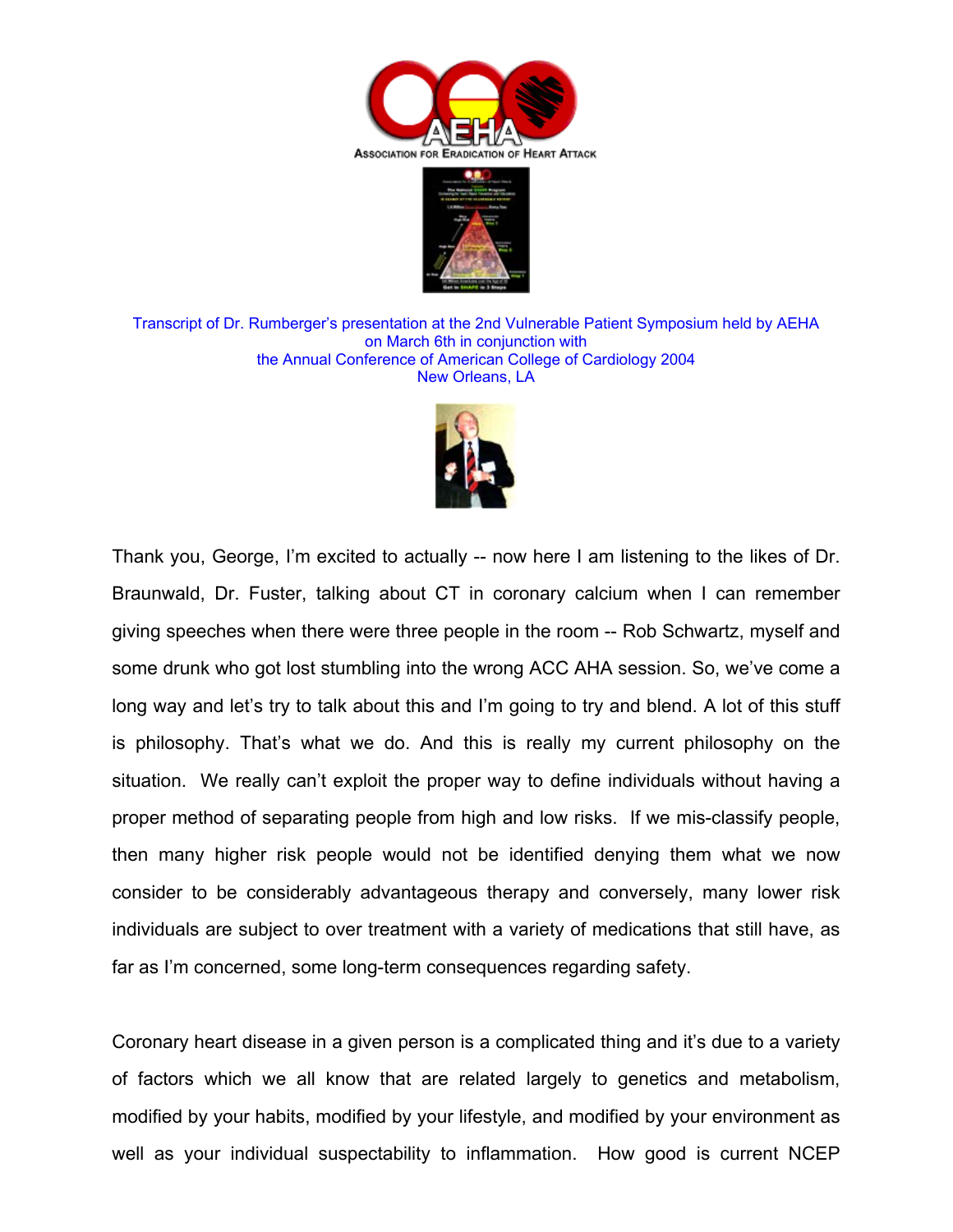Transcript of Dr. Rumberger's presentation at the 2nd Vulnerable Patient Symposium held by AEHA on March 6th in conjunction with the Annual Conference of American College of Cardiology 2004 New Orleans, LA

Thank you, George, I'm excited to actually -- now here I am listening to the likes of Dr. Braunwald, Dr. Fuster, talking about CT in coronary calcium when I can remember giving speeches when there were three people in the room -- Rob Schwartz, myself and some drunk who got lost stumbling into the wrong ACC AHA session. So, we've come a long way and let's try to talk about this and I'm going to try and blend. A lot of this stuff is philosophy. That's what we do. And this is really my current philosophy on the situation. We really can't exploit the proper way to define individuals without having a proper method of separating people from high and low risks. If we mis-classify people, then many higher risk people would not be identified denying them what we now consider to be considerably advantageous therapy and conversely, many lower risk individuals are subject to over treatment with a variety of medications that still have, as far as I'm concerned, some long-term consequences regarding safety.

Coronary heart disease in a given person is a complicated thing and it's due to a variety of factors which we all know that are related largely to genetics and metabolism, modified by your habits, modified by your lifestyle, and modified by your environment as well as your individual suspectability to inflammation. How good is current NCEP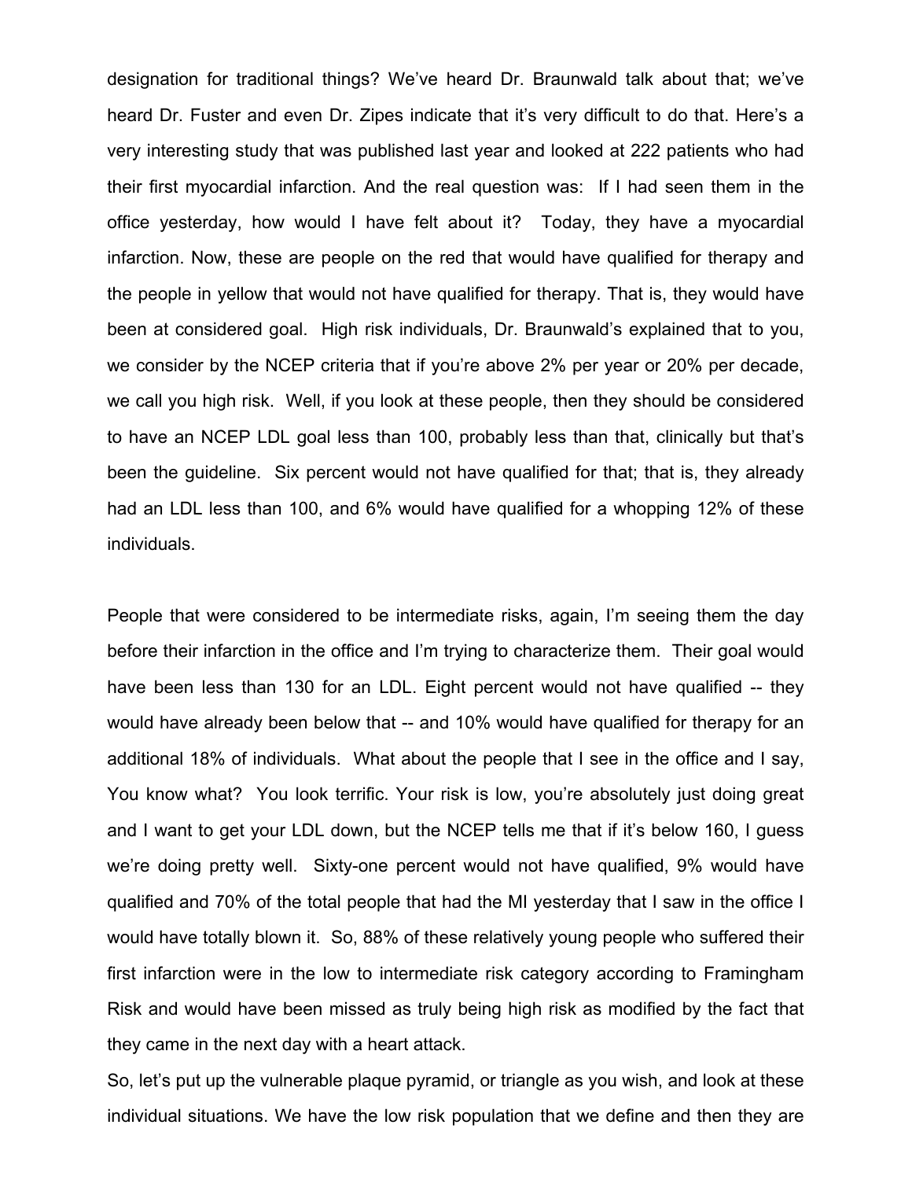designation for traditional things? We've heard Dr. Braunwald talk about that; we've heard Dr. Fuster and even Dr. Zipes indicate that it's very difficult to do that. Here's a very interesting study that was published last year and looked at 222 patients who had their first myocardial infarction. And the real question was: If I had seen them in the office yesterday, how would I have felt about it? Today, they have a myocardial infarction. Now, these are people on the red that would have qualified for therapy and the people in yellow that would not have qualified for therapy. That is, they would have been at considered goal. High risk individuals, Dr. Braunwald's explained that to you, we consider by the NCEP criteria that if you're above 2% per year or 20% per decade, we call you high risk. Well, if you look at these people, then they should be considered to have an NCEP LDL goal less than 100, probably less than that, clinically but that's been the guideline. Six percent would not have qualified for that; that is, they already had an LDL less than 100, and 6% would have qualified for a whopping 12% of these individuals.

People that were considered to be intermediate risks, again, I'm seeing them the day before their infarction in the office and I'm trying to characterize them. Their goal would have been less than 130 for an LDL. Eight percent would not have qualified -- they would have already been below that -- and 10% would have qualified for therapy for an additional 18% of individuals. What about the people that I see in the office and I say, You know what? You look terrific. Your risk is low, you're absolutely just doing great and I want to get your LDL down, but the NCEP tells me that if it's below 160, I guess we're doing pretty well. Sixty-one percent would not have qualified, 9% would have qualified and 70% of the total people that had the MI yesterday that I saw in the office I would have totally blown it. So, 88% of these relatively young people who suffered their first infarction were in the low to intermediate risk category according to Framingham Risk and would have been missed as truly being high risk as modified by the fact that they came in the next day with a heart attack.

So, let's put up the vulnerable plaque pyramid, or triangle as you wish, and look at these individual situations. We have the low risk population that we define and then they are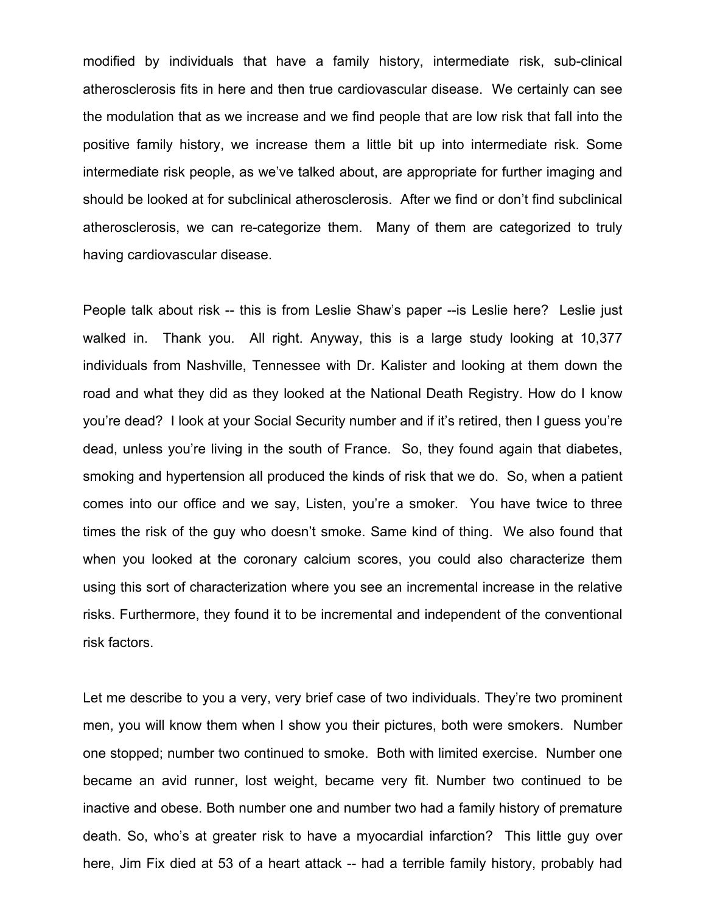modified by individuals that have a family history, intermediate risk, sub-clinical atherosclerosis fits in here and then true cardiovascular disease. We certainly can see the modulation that as we increase and we find people that are low risk that fall into the positive family history, we increase them a little bit up into intermediate risk. Some intermediate risk people, as we've talked about, are appropriate for further imaging and should be looked at for subclinical atherosclerosis. After we find or don't find subclinical atherosclerosis, we can re-categorize them. Many of them are categorized to truly having cardiovascular disease.

People talk about risk -- this is from Leslie Shaw's paper --is Leslie here? Leslie just walked in. Thank you. All right. Anyway, this is a large study looking at 10,377 individuals from Nashville, Tennessee with Dr. Kalister and looking at them down the road and what they did as they looked at the National Death Registry. How do I know you're dead? I look at your Social Security number and if it's retired, then I guess you're dead, unless you're living in the south of France. So, they found again that diabetes, smoking and hypertension all produced the kinds of risk that we do. So, when a patient comes into our office and we say, Listen, you're a smoker. You have twice to three times the risk of the guy who doesn't smoke. Same kind of thing. We also found that when you looked at the coronary calcium scores, you could also characterize them using this sort of characterization where you see an incremental increase in the relative risks. Furthermore, they found it to be incremental and independent of the conventional risk factors.

Let me describe to you a very, very brief case of two individuals. They're two prominent men, you will know them when I show you their pictures, both were smokers. Number one stopped; number two continued to smoke. Both with limited exercise. Number one became an avid runner, lost weight, became very fit. Number two continued to be inactive and obese. Both number one and number two had a family history of premature death. So, who's at greater risk to have a myocardial infarction? This little guy over here, Jim Fix died at 53 of a heart attack -- had a terrible family history, probably had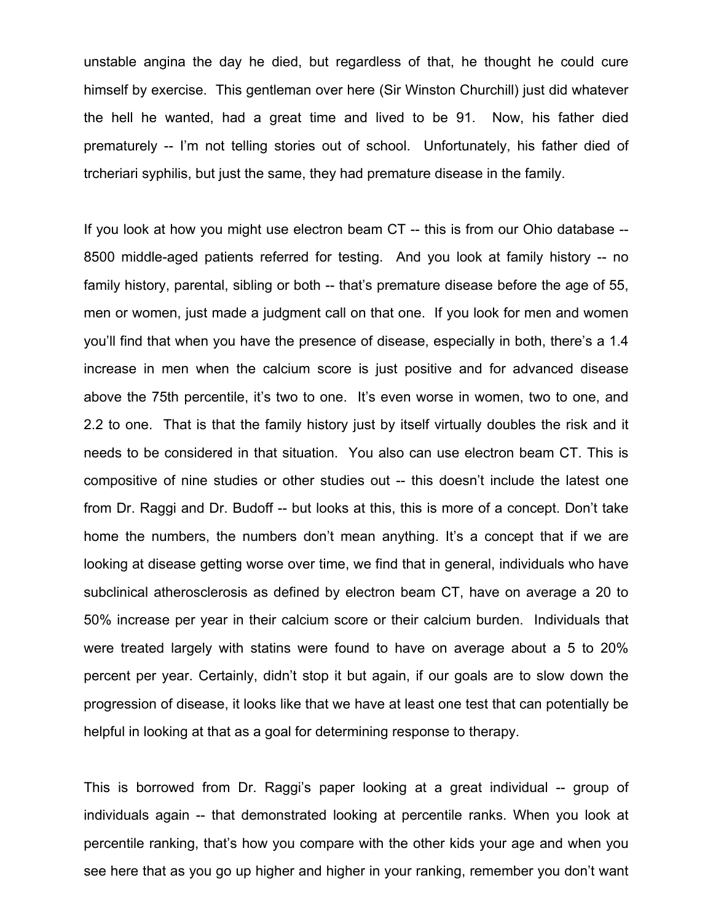unstable angina the day he died, but regardless of that, he thought he could cure himself by exercise. This gentleman over here (Sir Winston Churchill) just did whatever the hell he wanted, had a great time and lived to be 91. Now, his father died prematurely -- I'm not telling stories out of school. Unfortunately, his father died of trcheriari syphilis, but just the same, they had premature disease in the family.

If you look at how you might use electron beam CT -- this is from our Ohio database -- 8500 middle-aged patients referred for testing. And you look at family history -- no family history, parental, sibling or both -- that's premature disease before the age of 55, men or women, just made a judgment call on that one. If you look for men and women you'll find that when you have the presence of disease, especially in both, there's a 1.4 increase in men when the calcium score is just positive and for advanced disease above the 75th percentile, it's two to one. It's even worse in women, two to one, and 2.2 to one. That is that the family history just by itself virtually doubles the risk and it needs to be considered in that situation. You also can use electron beam CT. This is compositive of nine studies or other studies out -- this doesn't include the latest one from Dr. Raggi and Dr. Budoff -- but looks at this, this is more of a concept. Don't take home the numbers, the numbers don't mean anything. It's a concept that if we are looking at disease getting worse over time, we find that in general, individuals who have subclinical atherosclerosis as defined by electron beam CT, have on average a 20 to 50% increase per year in their calcium score or their calcium burden. Individuals that were treated largely with statins were found to have on average about a 5 to 20% percent per year. Certainly, didn't stop it but again, if our goals are to slow down the progression of disease, it looks like that we have at least one test that can potentially be helpful in looking at that as a goal for determining response to therapy.

This is borrowed from Dr. Raggi's paper looking at a great individual -- group of individuals again -- that demonstrated looking at percentile ranks. When you look at percentile ranking, that's how you compare with the other kids your age and when you see here that as you go up higher and higher in your ranking, remember you don't want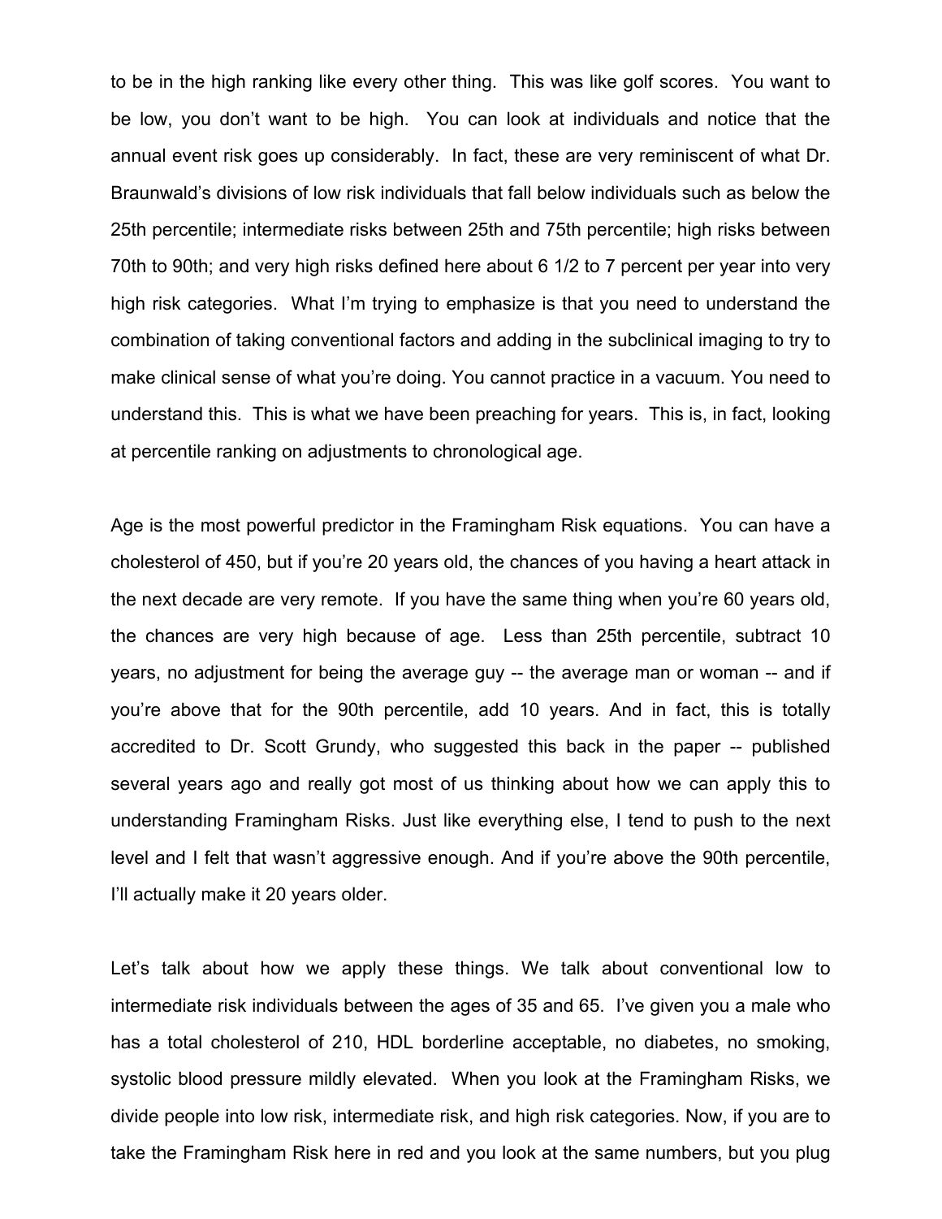to be in the high ranking like every other thing. This was like golf scores. You want to be low, you don't want to be high. You can look at individuals and notice that the annual event risk goes up considerably. In fact, these are very reminiscent of what Dr. Braunwald's divisions of low risk individuals that fall below individuals such as below the 25th percentile; intermediate risks between 25th and 75th percentile; high risks between 70th to 90th; and very high risks defined here about 6 1/2 to 7 percent per year into very high risk categories. What I'm trying to emphasize is that you need to understand the combination of taking conventional factors and adding in the subclinical imaging to try to make clinical sense of what you're doing. You cannot practice in a vacuum. You need to understand this. This is what we have been preaching for years. This is, in fact, looking at percentile ranking on adjustments to chronological age.

Age is the most powerful predictor in the Framingham Risk equations. You can have a cholesterol of 450, but if you're 20 years old, the chances of you having a heart attack in the next decade are very remote. If you have the same thing when you're 60 years old, the chances are very high because of age. Less than 25th percentile, subtract 10 years, no adjustment for being the average guy -- the average man or woman -- and if you're above that for the 90th percentile, add 10 years. And in fact, this is totally accredited to Dr. Scott Grundy, who suggested this back in the paper -- published several years ago and really got most of us thinking about how we can apply this to understanding Framingham Risks. Just like everything else, I tend to push to the next level and I felt that wasn't aggressive enough. And if you're above the 90th percentile, I'll actually make it 20 years older.

Let's talk about how we apply these things. We talk about conventional low to intermediate risk individuals between the ages of 35 and 65. I've given you a male who has a total cholesterol of 210, HDL borderline acceptable, no diabetes, no smoking, systolic blood pressure mildly elevated. When you look at the Framingham Risks, we divide people into low risk, intermediate risk, and high risk categories. Now, if you are to take the Framingham Risk here in red and you look at the same numbers, but you plug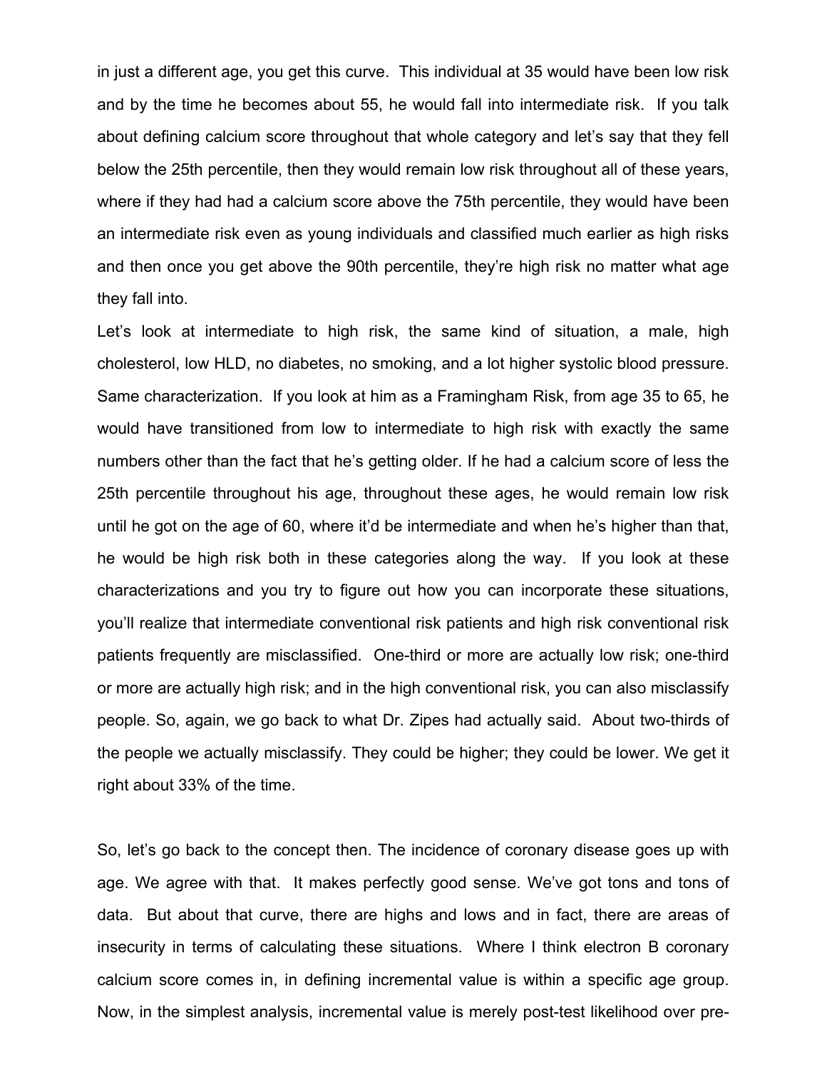in just a different age, you get this curve. This individual at 35 would have been low risk and by the time he becomes about 55, he would fall into intermediate risk. If you talk about defining calcium score throughout that whole category and let's say that they fell below the 25th percentile, then they would remain low risk throughout all of these years, where if they had had a calcium score above the 75th percentile, they would have been an intermediate risk even as young individuals and classified much earlier as high risks and then once you get above the 90th percentile, they're high risk no matter what age they fall into.

Let's look at intermediate to high risk, the same kind of situation, a male, high cholesterol, low HLD, no diabetes, no smoking, and a lot higher systolic blood pressure. Same characterization. If you look at him as a Framingham Risk, from age 35 to 65, he would have transitioned from low to intermediate to high risk with exactly the same numbers other than the fact that he's getting older. If he had a calcium score of less the 25th percentile throughout his age, throughout these ages, he would remain low risk until he got on the age of 60, where it'd be intermediate and when he's higher than that, he would be high risk both in these categories along the way. If you look at these characterizations and you try to figure out how you can incorporate these situations, you'll realize that intermediate conventional risk patients and high risk conventional risk patients frequently are misclassified. One-third or more are actually low risk; one-third or more are actually high risk; and in the high conventional risk, you can also misclassify people. So, again, we go back to what Dr. Zipes had actually said. About two-thirds of the people we actually misclassify. They could be higher; they could be lower. We get it right about 33% of the time.

So, let's go back to the concept then. The incidence of coronary disease goes up with age. We agree with that. It makes perfectly good sense. We've got tons and tons of data. But about that curve, there are highs and lows and in fact, there are areas of insecurity in terms of calculating these situations. Where I think electron B coronary calcium score comes in, in defining incremental value is within a specific age group. Now, in the simplest analysis, incremental value is merely post-test likelihood over pre-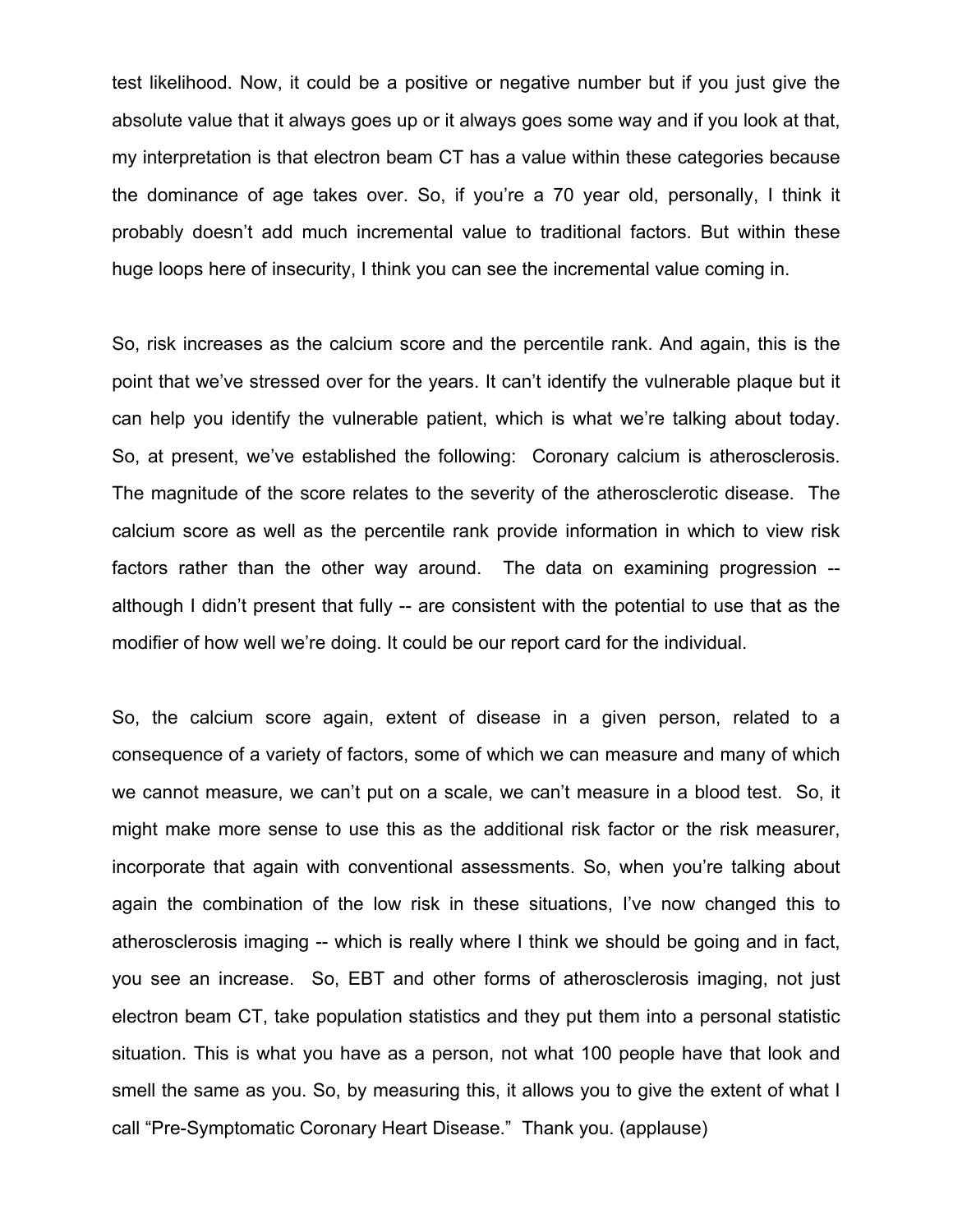test likelihood. Now, it could be a positive or negative number but if you just give the absolute value that it always goes up or it always goes some way and if you look at that, my interpretation is that electron beam CT has a value within these categories because the dominance of age takes over. So, if you're a 70 year old, personally, I think it probably doesn't add much incremental value to traditional factors. But within these huge loops here of insecurity, I think you can see the incremental value coming in.

So, risk increases as the calcium score and the percentile rank. And again, this is the point that we've stressed over for the years. It can't identify the vulnerable plaque but it can help you identify the vulnerable patient, which is what we're talking about today. So, at present, we've established the following: Coronary calcium is atherosclerosis. The magnitude of the score relates to the severity of the atherosclerotic disease. The calcium score as well as the percentile rank provide information in which to view risk factors rather than the other way around. The data on examining progression -- although I didn't present that fully -- are consistent with the potential to use that as the modifier of how well we're doing. It could be our report card for the individual.

So, the calcium score again, extent of disease in a given person, related to a consequence of a variety of factors, some of which we can measure and many of which we cannot measure, we can't put on a scale, we can't measure in a blood test. So, it might make more sense to use this as the additional risk factor or the risk measurer, incorporate that again with conventional assessments. So, when you're talking about again the combination of the low risk in these situations, I've now changed this to atherosclerosis imaging -- which is really where I think we should be going and in fact, you see an increase. So, EBT and other forms of atherosclerosis imaging, not just electron beam CT, take population statistics and they put them into a personal statistic situation. This is what you have as a person, not what 100 people have that look and smell the same as you. So, by measuring this, it allows you to give the extent of what I call "Pre-Symptomatic Coronary Heart Disease." Thank you. (applause)